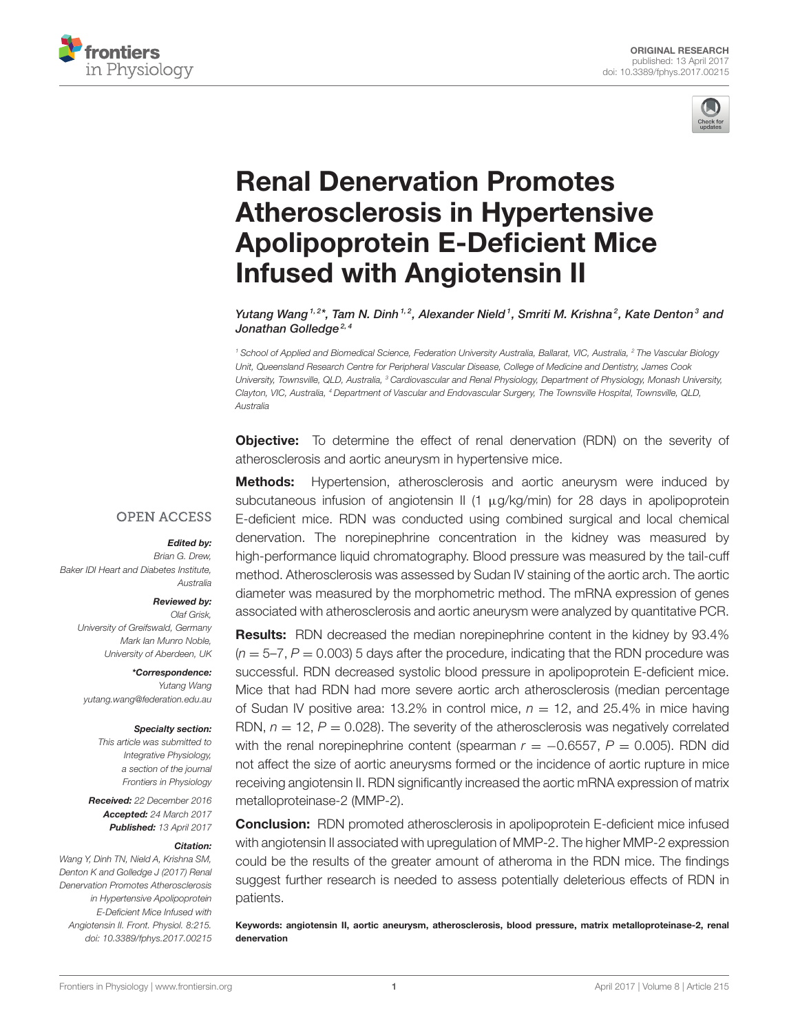ORIGINAL RESEARCH
published: 13 April 2017
doi: 10.3389/fphys.2017.00215

# Renal Denervation Promotes Atherosclerosis in Hypertensive Apolipoprotein E-Deficient Mice Infused with Angiotensin II

*Yutang Wang[1,2]*, Tam N. Dinh[1,2], Alexander Nield[1], Smriti M. Krishna[2], Kate Denton[3] and Jonathan Golledge[2,4]*

[1] School of Applied and Biomedical Science, Federation University Australia, Ballarat, VIC, Australia, [2] The Vascular Biology Unit, Queensland Research Centre for Peripheral Vascular Disease, College of Medicine and Dentistry, James Cook University, Townsville, QLD, Australia, [3] Cardiovascular and Renal Physiology, Department of Physiology, Monash University, Clayton, VIC, Australia, [4] Department of Vascular and Endovascular Surgery, The Townsville Hospital, Townsville, QLD, Australia

**Objective:** To determine the effect of renal denervation (RDN) on the severity of atherosclerosis and aortic aneurysm in hypertensive mice.

**Methods:** Hypertension, atherosclerosis and aortic aneurysm were induced by subcutaneous infusion of angiotensin II (1 μg/kg/min) for 28 days in apolipoprotein E-deficient mice. RDN was conducted using combined surgical and local chemical denervation. The norepinephrine concentration in the kidney was measured by high-performance liquid chromatography. Blood pressure was measured by the tail-cuff method. Atherosclerosis was assessed by Sudan IV staining of the aortic arch. The aortic diameter was measured by the morphometric method. The mRNA expression of genes associated with atherosclerosis and aortic aneurysm were analyzed by quantitative PCR.

**Results:** RDN decreased the median norepinephrine content in the kidney by 93.4% ($n = 5$–$7$, $P = 0.003$) 5 days after the procedure, indicating that the RDN procedure was successful. RDN decreased systolic blood pressure in apolipoprotein E-deficient mice. Mice that had RDN had more severe aortic arch atherosclerosis (median percentage of Sudan IV positive area: 13.2% in control mice, $n = 12$, and 25.4% in mice having RDN, $n = 12$, $P = 0.028$). The severity of the atherosclerosis was negatively correlated with the renal norepinephrine content (spearman $r = -0.6557$, $P = 0.005$). RDN did not affect the size of aortic aneurysms formed or the incidence of aortic rupture in mice receiving angiotensin II. RDN significantly increased the aortic mRNA expression of matrix metalloproteinase-2 (MMP-2).

**Conclusion:** RDN promoted atherosclerosis in apolipoprotein E-deficient mice infused with angiotensin II associated with upregulation of MMP-2. The higher MMP-2 expression could be the results of the greater amount of atheroma in the RDN mice. The findings suggest further research is needed to assess potentially deleterious effects of RDN in patients.

**Keywords: angiotensin II, aortic aneurysm, atherosclerosis, blood pressure, matrix metalloproteinase-2, renal denervation**

OPEN ACCESS

***Edited by:***
*Brian G. Drew, Baker IDI Heart and Diabetes Institute, Australia*

***Reviewed by:***
*Olaf Grisk, University of Greifswald, Germany*
*Mark Ian Munro Noble, University of Aberdeen, UK*

***\*Correspondence:***
*Yutang Wang*
*yutang.wang@federation.edu.au*

***Specialty section:***
*This article was submitted to Integrative Physiology, a section of the journal Frontiers in Physiology*

***Received:*** *22 December 2016*
***Accepted:*** *24 March 2017*
***Published:*** *13 April 2017*

***Citation:***
*Wang Y, Dinh TN, Nield A, Krishna SM, Denton K and Golledge J (2017) Renal Denervation Promotes Atherosclerosis in Hypertensive Apolipoprotein E-Deficient Mice Infused with Angiotensin II. Front. Physiol. 8:215. doi: 10.3389/fphys.2017.00215*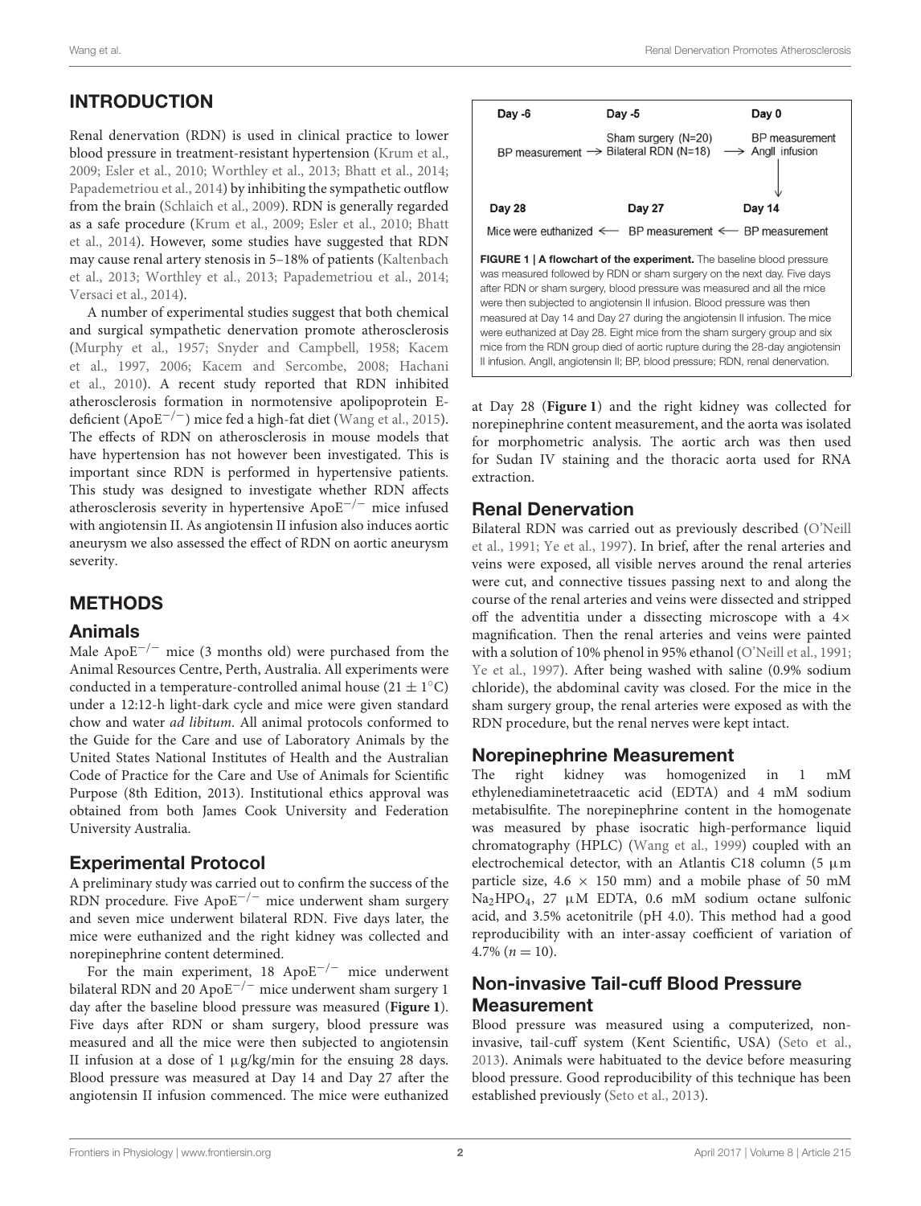## INTRODUCTION

Renal denervation (RDN) is used in clinical practice to lower blood pressure in treatment-resistant hypertension (Krum et al., 2009; Esler et al., 2010; Worthley et al., 2013; Bhatt et al., 2014; Papademetriou et al., 2014) by inhibiting the sympathetic outflow from the brain (Schlaich et al., 2009). RDN is generally regarded as a safe procedure (Krum et al., 2009; Esler et al., 2010; Bhatt et al., 2014). However, some studies have suggested that RDN may cause renal artery stenosis in 5–18% of patients (Kaltenbach et al., 2013; Worthley et al., 2013; Papademetriou et al., 2014; Versaci et al., 2014).

A number of experimental studies suggest that both chemical and surgical sympathetic denervation promote atherosclerosis (Murphy et al., 1957; Snyder and Campbell, 1958; Kacem et al., 1997, 2006; Kacem and Sercombe, 2008; Hachani et al., 2010). A recent study reported that RDN inhibited atherosclerosis formation in normotensive apolipoprotein E-deficient ($ApoE^{-/-}$) mice fed a high-fat diet (Wang et al., 2015). The effects of RDN on atherosclerosis in mouse models that have hypertension has not however been investigated. This is important since RDN is performed in hypertensive patients. This study was designed to investigate whether RDN affects atherosclerosis severity in hypertensive $ApoE^{-/-}$ mice infused with angiotensin II. As angiotensin II infusion also induces aortic aneurysm we also assessed the effect of RDN on aortic aneurysm severity.

## METHODS

### Animals

Male $ApoE^{-/-}$ mice (3 months old) were purchased from the Animal Resources Centre, Perth, Australia. All experiments were conducted in a temperature-controlled animal house ($21 \pm 1°C$) under a 12:12-h light-dark cycle and mice were given standard chow and water *ad libitum*. All animal protocols conformed to the Guide for the Care and use of Laboratory Animals by the United States National Institutes of Health and the Australian Code of Practice for the Care and Use of Animals for Scientific Purpose (8th Edition, 2013). Institutional ethics approval was obtained from both James Cook University and Federation University Australia.

### Experimental Protocol

A preliminary study was carried out to confirm the success of the RDN procedure. Five $ApoE^{-/-}$ mice underwent sham surgery and seven mice underwent bilateral RDN. Five days later, the mice were euthanized and the right kidney was collected and norepinephrine content determined.

For the main experiment, 18 $ApoE^{-/-}$ mice underwent bilateral RDN and 20 $ApoE^{-/-}$ mice underwent sham surgery 1 day after the baseline blood pressure was measured (**Figure 1**). Five days after RDN or sham surgery, blood pressure was measured and all the mice were then subjected to angiotensin II infusion at a dose of 1 μg/kg/min for the ensuing 28 days. Blood pressure was measured at Day 14 and Day 27 after the angiotensin II infusion commenced. The mice were euthanized at Day 28 (**Figure 1**) and the right kidney was collected for norepinephrine content measurement, and the aorta was isolated for morphometric analysis. The aortic arch was then used for Sudan IV staining and the thoracic aorta used for RNA extraction.

| Day -6 | Day -5 | Day 0 |
|---|---|---|
| BP measurement → | Sham surgery (N=20) Bilateral RDN (N=18) → | BP measurement AngII infusion ↓ |
| **Day 28** | **Day 27** | **Day 14** |
| Mice were euthanized ← | BP measurement ← | BP measurement |

**FIGURE 1 | A flowchart of the experiment.** The baseline blood pressure was measured followed by RDN or sham surgery on the next day. Five days after RDN or sham surgery, blood pressure was measured and all the mice were then subjected to angiotensin II infusion. Blood pressure was then measured at Day 14 and Day 27 during the angiotensin II infusion. The mice were euthanized at Day 28. Eight mice from the sham surgery group and six mice from the RDN group died of aortic rupture during the 28-day angiotensin II infusion. AngII, angiotensin II; BP, blood pressure; RDN, renal denervation.

### Renal Denervation

Bilateral RDN was carried out as previously described (O'Neill et al., 1991; Ye et al., 1997). In brief, after the renal arteries and veins were exposed, all visible nerves around the renal arteries were cut, and connective tissues passing next to and along the course of the renal arteries and veins were dissected and stripped off the adventitia under a dissecting microscope with a 4× magnification. Then the renal arteries and veins were painted with a solution of 10% phenol in 95% ethanol (O'Neill et al., 1991; Ye et al., 1997). After being washed with saline (0.9% sodium chloride), the abdominal cavity was closed. For the mice in the sham surgery group, the renal arteries were exposed as with the RDN procedure, but the renal nerves were kept intact.

### Norepinephrine Measurement

The right kidney was homogenized in 1 mM ethylenediaminetetraacetic acid (EDTA) and 4 mM sodium metabisulfite. The norepinephrine content in the homogenate was measured by phase isocratic high-performance liquid chromatography (HPLC) (Wang et al., 1999) coupled with an electrochemical detector, with an Atlantis C18 column (5 μm particle size, 4.6 × 150 mm) and a mobile phase of 50 mM $Na_2HPO_4$, 27 μM EDTA, 0.6 mM sodium octane sulfonic acid, and 3.5% acetonitrile (pH 4.0). This method had a good reproducibility with an inter-assay coefficient of variation of 4.7% ($n = 10$).

### Non-invasive Tail-cuff Blood Pressure Measurement

Blood pressure was measured using a computerized, non-invasive, tail-cuff system (Kent Scientific, USA) (Seto et al., 2013). Animals were habituated to the device before measuring blood pressure. Good reproducibility of this technique has been established previously (Seto et al., 2013).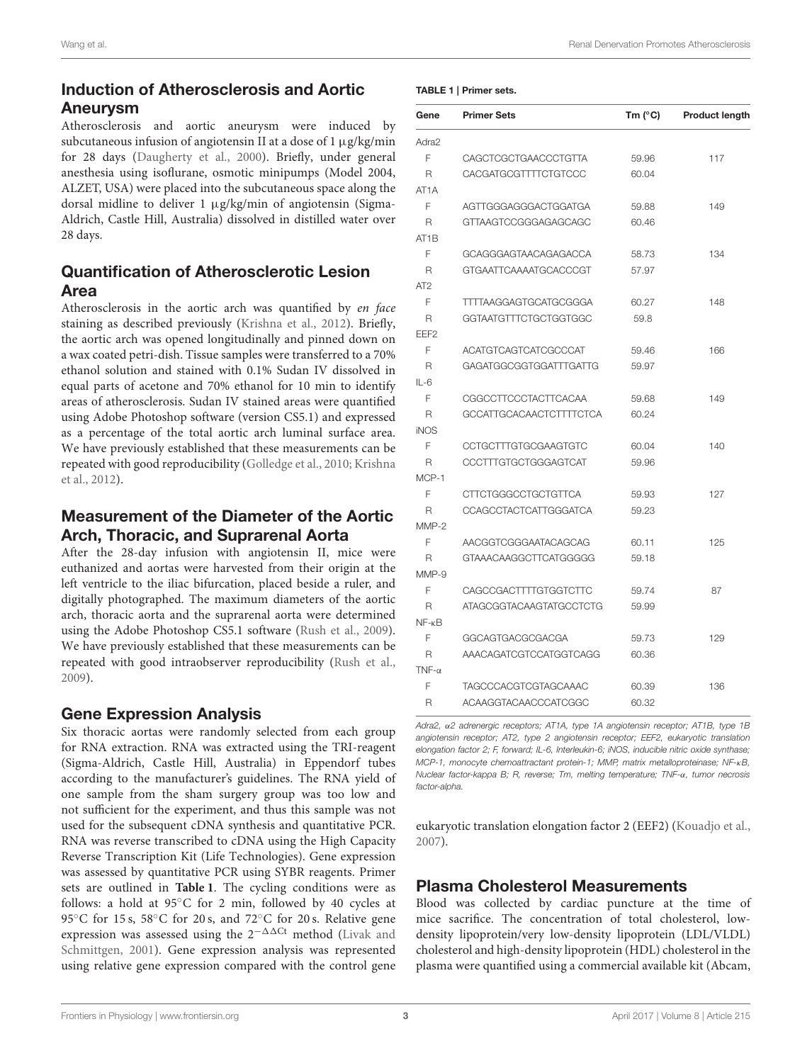## Induction of Atherosclerosis and Aortic Aneurysm

Atherosclerosis and aortic aneurysm were induced by subcutaneous infusion of angiotensin II at a dose of 1 μg/kg/min for 28 days (Daugherty et al., 2000). Briefly, under general anesthesia using isoflurane, osmotic minipumps (Model 2004, ALZET, USA) were placed into the subcutaneous space along the dorsal midline to deliver 1 μg/kg/min of angiotensin (Sigma-Aldrich, Castle Hill, Australia) dissolved in distilled water over 28 days.

## Quantification of Atherosclerotic Lesion Area

Atherosclerosis in the aortic arch was quantified by *en face* staining as described previously (Krishna et al., 2012). Briefly, the aortic arch was opened longitudinally and pinned down on a wax coated petri-dish. Tissue samples were transferred to a 70% ethanol solution and stained with 0.1% Sudan IV dissolved in equal parts of acetone and 70% ethanol for 10 min to identify areas of atherosclerosis. Sudan IV stained areas were quantified using Adobe Photoshop software (version CS5.1) and expressed as a percentage of the total aortic arch luminal surface area. We have previously established that these measurements can be repeated with good reproducibility (Golledge et al., 2010; Krishna et al., 2012).

## Measurement of the Diameter of the Aortic Arch, Thoracic, and Suprarenal Aorta

After the 28-day infusion with angiotensin II, mice were euthanized and aortas were harvested from their origin at the left ventricle to the iliac bifurcation, placed beside a ruler, and digitally photographed. The maximum diameters of the aortic arch, thoracic aorta and the suprarenal aorta were determined using the Adobe Photoshop CS5.1 software (Rush et al., 2009). We have previously established that these measurements can be repeated with good intraobserver reproducibility (Rush et al., 2009).

## Gene Expression Analysis

Six thoracic aortas were randomly selected from each group for RNA extraction. RNA was extracted using the TRI-reagent (Sigma-Aldrich, Castle Hill, Australia) in Eppendorf tubes according to the manufacturer's guidelines. The RNA yield of one sample from the sham surgery group was too low and not sufficient for the experiment, and thus this sample was not used for the subsequent cDNA synthesis and quantitative PCR. RNA was reverse transcribed to cDNA using the High Capacity Reverse Transcription Kit (Life Technologies). Gene expression was assessed by quantitative PCR using SYBR reagents. Primer sets are outlined in **Table 1**. The cycling conditions were as follows: a hold at 95°C for 2 min, followed by 40 cycles at 95°C for 15 s, 58°C for 20 s, and 72°C for 20 s. Relative gene expression was assessed using the $2^{-\Delta\Delta Ct}$ method (Livak and Schmittgen, 2001). Gene expression analysis was represented using relative gene expression compared with the control gene eukaryotic translation elongation factor 2 (EEF2) (Kouadjo et al., 2007).

**TABLE 1 | Primer sets.**

| Gene | Primer Sets | Tm (°C) | Product length |
|---|---|---|---|
| Adra2 | | | |
| F | CAGCTCGCTGAACCCTGTTA | 59.96 | 117 |
| R | CACGATGCGTTTTCTGTCCC | 60.04 | |
| AT1A | | | |
| F | AGTTGGGAGGGACTGGATGA | 59.88 | 149 |
| R | GTTAAGTCCGGGAGAGCAGC | 60.46 | |
| AT1B | | | |
| F | GCAGGGAGTAACAGAGACCA | 58.73 | 134 |
| R | GTGAATTCAAAATGCACCCGT | 57.97 | |
| AT2 | | | |
| F | TTTTAAGGAGTGCATGCGGGA | 60.27 | 148 |
| R | GGTAATGTTTCTGCTGGTGGC | 59.8 | |
| EEF2 | | | |
| F | ACATGTCAGTCATCGCCCAT | 59.46 | 166 |
| R | GAGATGGCGGTGGATTTGATTG | 59.97 | |
| IL-6 | | | |
| F | CGGCCTTCCCTACTTCACAA | 59.68 | 149 |
| R | GCCATTGCACAACTCTTTTCTCA | 60.24 | |
| iNOS | | | |
| F | CCTGCTTTGTGCGAAGTGTC | 60.04 | 140 |
| R | CCCTTTGTGCTGGGAGTCAT | 59.96 | |
| MCP-1 | | | |
| F | CTTCTGGGCCTGCTGTTCA | 59.93 | 127 |
| R | CCAGCCTACTCATTGGGATCA | 59.23 | |
| MMP-2 | | | |
| F | AACGGTCGGGAATACAGCAG | 60.11 | 125 |
| R | GTAAACAAGGCTTCATGGGGG | 59.18 | |
| MMP-9 | | | |
| F | CAGCCGACTTTTGTGGTCTTC | 59.74 | 87 |
| R | ATAGCGGTACAAGTATGCCTCTG | 59.99 | |
| NF-κB | | | |
| F | GGCAGTGACGCGACGA | 59.73 | 129 |
| R | AAACAGATCGTCCATGGTCAGG | 60.36 | |
| TNF-α | | | |
| F | TAGCCCACGTCGTAGCAAAC | 60.39 | 136 |
| R | ACAAGGTACAACCCATCGGC | 60.32 | |

*Adra2, α2 adrenergic receptors; AT1A, type 1A angiotensin receptor; AT1B, type 1B angiotensin receptor; AT2, type 2 angiotensin receptor; EEF2, eukaryotic translation elongation factor 2; F, forward; IL-6, Interleukin-6; iNOS, inducible nitric oxide synthase; MCP-1, monocyte chemoattractant protein-1; MMP, matrix metalloproteinase; NF-κB, Nuclear factor-kappa B; R, reverse; Tm, melting temperature; TNF-α, tumor necrosis factor-alpha.*

## Plasma Cholesterol Measurements

Blood was collected by cardiac puncture at the time of mice sacrifice. The concentration of total cholesterol, low-density lipoprotein/very low-density lipoprotein (LDL/VLDL) cholesterol and high-density lipoprotein (HDL) cholesterol in the plasma were quantified using a commercial available kit (Abcam,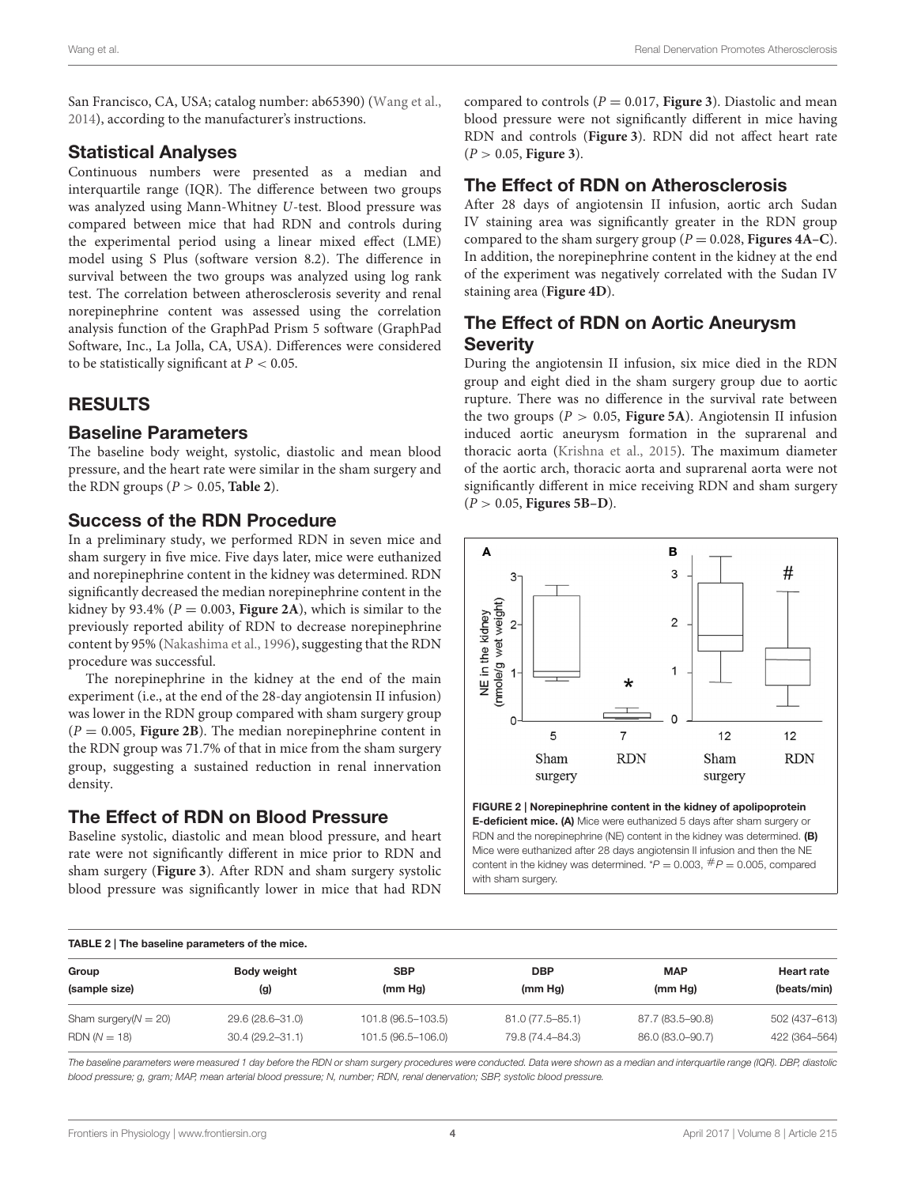San Francisco, CA, USA; catalog number: ab65390) (Wang et al., 2014), according to the manufacturer's instructions.

## Statistical Analyses

Continuous numbers were presented as a median and interquartile range (IQR). The difference between two groups was analyzed using Mann-Whitney *U*-test. Blood pressure was compared between mice that had RDN and controls during the experimental period using a linear mixed effect (LME) model using S Plus (software version 8.2). The difference in survival between the two groups was analyzed using log rank test. The correlation between atherosclerosis severity and renal norepinephrine content was assessed using the correlation analysis function of the GraphPad Prism 5 software (GraphPad Software, Inc., La Jolla, CA, USA). Differences were considered to be statistically significant at $P < 0.05$.

# RESULTS

## Baseline Parameters

The baseline body weight, systolic, diastolic and mean blood pressure, and the heart rate were similar in the sham surgery and the RDN groups ($P > 0.05$, **Table 2**).

## Success of the RDN Procedure

In a preliminary study, we performed RDN in seven mice and sham surgery in five mice. Five days later, mice were euthanized and norepinephrine content in the kidney was determined. RDN significantly decreased the median norepinephrine content in the kidney by 93.4% ($P = 0.003$, **Figure 2A**), which is similar to the previously reported ability of RDN to decrease norepinephrine content by 95% (Nakashima et al., 1996), suggesting that the RDN procedure was successful.

The norepinephrine in the kidney at the end of the main experiment (i.e., at the end of the 28-day angiotensin II infusion) was lower in the RDN group compared with sham surgery group ($P = 0.005$, **Figure 2B**). The median norepinephrine content in the RDN group was 71.7% of that in mice from the sham surgery group, suggesting a sustained reduction in renal innervation density.

## The Effect of RDN on Blood Pressure

Baseline systolic, diastolic and mean blood pressure, and heart rate were not significantly different in mice prior to RDN and sham surgery (**Figure 3**). After RDN and sham surgery systolic blood pressure was significantly lower in mice that had RDN compared to controls ($P = 0.017$, **Figure 3**). Diastolic and mean blood pressure were not significantly different in mice having RDN and controls (**Figure 3**). RDN did not affect heart rate ($P > 0.05$, **Figure 3**).

## The Effect of RDN on Atherosclerosis

After 28 days of angiotensin II infusion, aortic arch Sudan IV staining area was significantly greater in the RDN group compared to the sham surgery group ($P = 0.028$, **Figures 4A–C**). In addition, the norepinephrine content in the kidney at the end of the experiment was negatively correlated with the Sudan IV staining area (**Figure 4D**).

## The Effect of RDN on Aortic Aneurysm Severity

During the angiotensin II infusion, six mice died in the RDN group and eight died in the sham surgery group due to aortic rupture. There was no difference in the survival rate between the two groups ($P > 0.05$, **Figure 5A**). Angiotensin II infusion induced aortic aneurysm formation in the suprarenal and thoracic aorta (Krishna et al., 2015). The maximum diameter of the aortic arch, thoracic aorta and suprarenal aorta were not significantly different in mice receiving RDN and sham surgery ($P > 0.05$, **Figures 5B–D**).

**FIGURE 2 | Norepinephrine content in the kidney of apolipoprotein E-deficient mice. (A)** Mice were euthanized 5 days after sham surgery or RDN and the norepinephrine (NE) content in the kidney was determined. **(B)** Mice were euthanized after 28 days angiotensin II infusion and then the NE content in the kidney was determined. *$P = 0.003$, #$P = 0.005$, compared with sham surgery.

**TABLE 2 | The baseline parameters of the mice.**

| Group (sample size) | Body weight (g) | SBP (mm Hg) | DBP (mm Hg) | MAP (mm Hg) | Heart rate (beats/min) |
|---|---|---|---|---|---|
| Sham surgery($N = 20$) | 29.6 (28.6–31.0) | 101.8 (96.5–103.5) | 81.0 (77.5–85.1) | 87.7 (83.5–90.8) | 502 (437–613) |
| RDN ($N = 18$) | 30.4 (29.2–31.1) | 101.5 (96.5–106.0) | 79.8 (74.4–84.3) | 86.0 (83.0–90.7) | 422 (364–564) |

*The baseline parameters were measured 1 day before the RDN or sham surgery procedures were conducted. Data were shown as a median and interquartile range (IQR). DBP, diastolic blood pressure; g, gram; MAP, mean arterial blood pressure; N, number; RDN, renal denervation; SBP, systolic blood pressure.*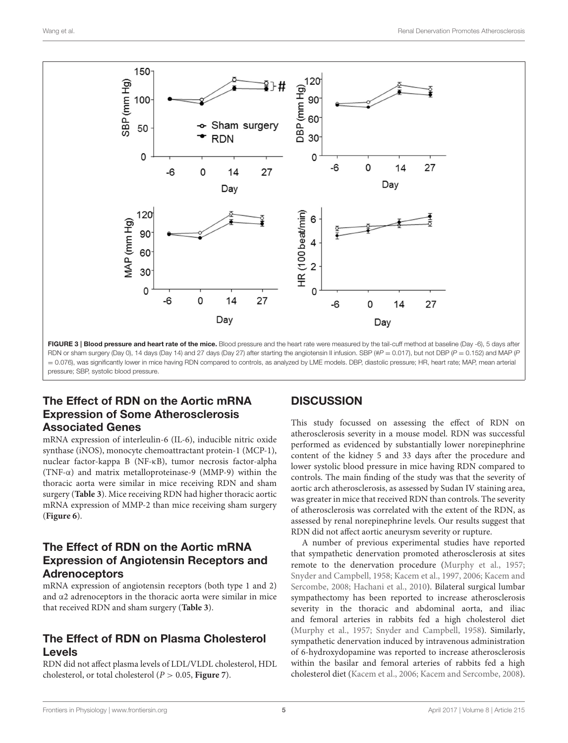FIGURE 3 | **Blood pressure and heart rate of the mice.** Blood pressure and the heart rate were measured by the tail-cuff method at baseline (Day -6), 5 days after RDN or sham surgery (Day 0), 14 days (Day 14) and 27 days (Day 27) after starting the angiotensin II infusion. SBP (#*P* = 0.017), but not DBP (*P* = 0.152) and MAP (*P* = 0.076), was significantly lower in mice having RDN compared to controls, as analyzed by LME models. DBP, diastolic pressure; HR, heart rate; MAP, mean arterial pressure; SBP, systolic blood pressure.

### The Effect of RDN on the Aortic mRNA Expression of Some Atherosclerosis Associated Genes

mRNA expression of interleulin-6 (IL-6), inducible nitric oxide synthase (iNOS), monocyte chemoattractant protein-1 (MCP-1), nuclear factor-kappa B (NF-κB), tumor necrosis factor-alpha (TNF-α) and matrix metalloproteinase-9 (MMP-9) within the thoracic aorta were similar in mice receiving RDN and sham surgery (**Table 3**). Mice receiving RDN had higher thoracic aortic mRNA expression of MMP-2 than mice receiving sham surgery (**Figure 6**).

### The Effect of RDN on the Aortic mRNA Expression of Angiotensin Receptors and Adrenoceptors

mRNA expression of angiotensin receptors (both type 1 and 2) and α2 adrenoceptors in the thoracic aorta were similar in mice that received RDN and sham surgery (**Table 3**).

### The Effect of RDN on Plasma Cholesterol Levels

RDN did not affect plasma levels of LDL/VLDL cholesterol, HDL cholesterol, or total cholesterol ($P > 0.05$, **Figure 7**).

## DISCUSSION

This study focussed on assessing the effect of RDN on atherosclerosis severity in a mouse model. RDN was successful performed as evidenced by substantially lower norepinephrine content of the kidney 5 and 33 days after the procedure and lower systolic blood pressure in mice having RDN compared to controls. The main finding of the study was that the severity of aortic arch atherosclerosis, as assessed by Sudan IV staining area, was greater in mice that received RDN than controls. The severity of atherosclerosis was correlated with the extent of the RDN, as assessed by renal norepinephrine levels. Our results suggest that RDN did not affect aortic aneurysm severity or rupture.

A number of previous experimental studies have reported that sympathetic denervation promoted atherosclerosis at sites remote to the denervation procedure (Murphy et al., 1957; Snyder and Campbell, 1958; Kacem et al., 1997, 2006; Kacem and Sercombe, 2008; Hachani et al., 2010). Bilateral surgical lumbar sympathectomy has been reported to increase atherosclerosis severity in the thoracic and abdominal aorta, and iliac and femoral arteries in rabbits fed a high cholesterol diet (Murphy et al., 1957; Snyder and Campbell, 1958). Similarly, sympathetic denervation induced by intravenous administration of 6-hydroxydopamine was reported to increase atherosclerosis within the basilar and femoral arteries of rabbits fed a high cholesterol diet (Kacem et al., 2006; Kacem and Sercombe, 2008).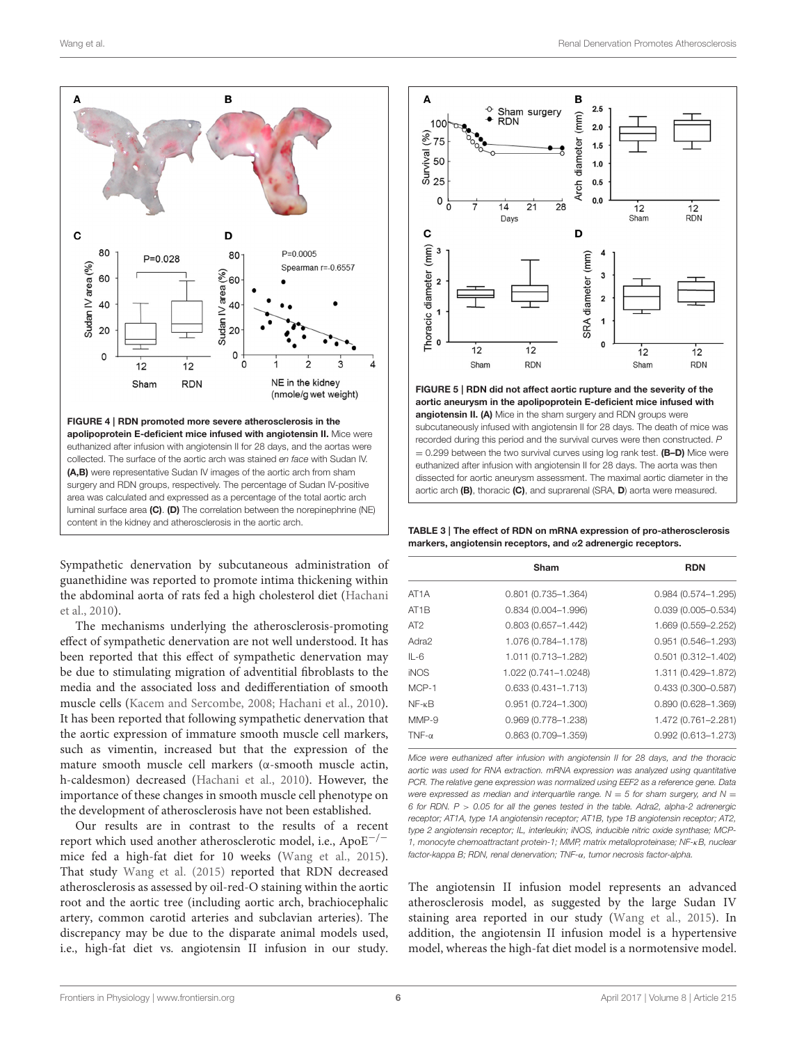**FIGURE 4 | RDN promoted more severe atherosclerosis in the apolipoprotein E-deficient mice infused with angiotensin II.** Mice were euthanized after infusion with angiotensin II for 28 days, and the aortas were collected. The surface of the aortic arch was stained *en face* with Sudan IV. **(A,B)** were representative Sudan IV images of the aortic arch from sham surgery and RDN groups, respectively. The percentage of Sudan IV-positive area was calculated and expressed as a percentage of the total aortic arch luminal surface area **(C)**. **(D)** The correlation between the norepinephrine (NE) content in the kidney and atherosclerosis in the aortic arch.

**FIGURE 5 | RDN did not affect aortic rupture and the severity of the aortic aneurysm in the apolipoprotein E-deficient mice infused with angiotensin II. (A)** Mice in the sham surgery and RDN groups were subcutaneously infused with angiotensin II for 28 days. The death of mice was recorded during this period and the survival curves were then constructed. $P = 0.299$ between the two survival curves using log rank test. **(B–D)** Mice were euthanized after infusion with angiotensin II for 28 days. The aorta was then dissected for aortic aneurysm assessment. The maximal aortic diameter in the aortic arch **(B)**, thoracic **(C)**, and suprarenal (SRA, **D**) aorta were measured.

Sympathetic denervation by subcutaneous administration of guanethidine was reported to promote intima thickening within the abdominal aorta of rats fed a high cholesterol diet (Hachani et al., 2010).

The mechanisms underlying the atherosclerosis-promoting effect of sympathetic denervation are not well understood. It has been reported that this effect of sympathetic denervation may be due to stimulating migration of adventitial fibroblasts to the media and the associated loss and dedifferentiation of smooth muscle cells (Kacem and Sercombe, 2008; Hachani et al., 2010). It has been reported that following sympathetic denervation that the aortic expression of immature smooth muscle cell markers, such as vimentin, increased but that the expression of the mature smooth muscle cell markers (α-smooth muscle actin, h-caldesmon) decreased (Hachani et al., 2010). However, the importance of these changes in smooth muscle cell phenotype on the development of atherosclerosis have not been established.

Our results are in contrast to the results of a recent report which used another atherosclerotic model, i.e., $ApoE^{-/-}$ mice fed a high-fat diet for 10 weeks (Wang et al., 2015). That study Wang et al. (2015) reported that RDN decreased atherosclerosis as assessed by oil-red-O staining within the aortic root and the aortic tree (including aortic arch, brachiocephalic artery, common carotid arteries and subclavian arteries). The discrepancy may be due to the disparate animal models used, i.e., high-fat diet vs. angiotensin II infusion in our study.

**TABLE 3 | The effect of RDN on mRNA expression of pro-atherosclerosis markers, angiotensin receptors, and α2 adrenergic receptors.**

| | Sham | RDN |
|---|---|---|
| AT1A | 0.801 (0.735–1.364) | 0.984 (0.574–1.295) |
| AT1B | 0.834 (0.004–1.996) | 0.039 (0.005–0.534) |
| AT2 | 0.803 (0.657–1.442) | 1.669 (0.559–2.252) |
| Adra2 | 1.076 (0.784–1.178) | 0.951 (0.546–1.293) |
| IL-6 | 1.011 (0.713–1.282) | 0.501 (0.312–1.402) |
| iNOS | 1.022 (0.741–1.0248) | 1.311 (0.429–1.872) |
| MCP-1 | 0.633 (0.431–1.713) | 0.433 (0.300–0.587) |
| NF-κB | 0.951 (0.724–1.300) | 0.890 (0.628–1.369) |
| MMP-9 | 0.969 (0.778–1.238) | 1.472 (0.761–2.281) |
| TNF-α | 0.863 (0.709–1.359) | 0.992 (0.613–1.273) |

*Mice were euthanized after infusion with angiotensin II for 28 days, and the thoracic aortic was used for RNA extraction. mRNA expression was analyzed using quantitative PCR. The relative gene expression was normalized using EEF2 as a reference gene. Data were expressed as median and interquartile range. N = 5 for sham surgery, and N = 6 for RDN. P > 0.05 for all the genes tested in the table. Adra2, alpha-2 adrenergic receptor; AT1A, type 1A angiotensin receptor; AT1B, type 1B angiotensin receptor; AT2, type 2 angiotensin receptor; IL, interleukin; iNOS, inducible nitric oxide synthase; MCP-1, monocyte chemoattractant protein-1; MMP, matrix metalloproteinase; NF-κB, nuclear factor-kappa B; RDN, renal denervation; TNF-α, tumor necrosis factor-alpha.*

The angiotensin II infusion model represents an advanced atherosclerosis model, as suggested by the large Sudan IV staining area reported in our study (Wang et al., 2015). In addition, the angiotensin II infusion model is a hypertensive model, whereas the high-fat diet model is a normotensive model.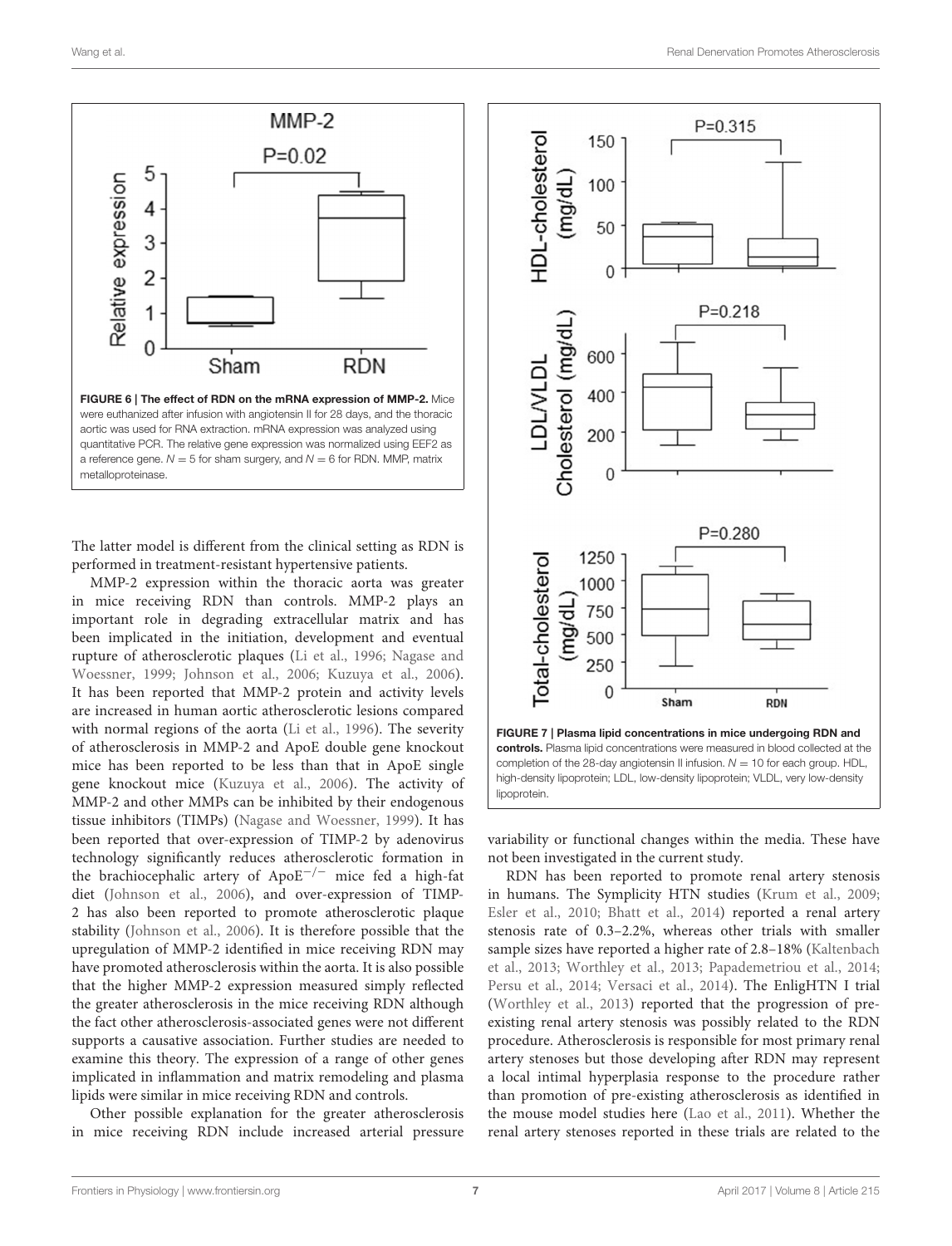FIGURE 6 | The effect of RDN on the mRNA expression of MMP-2. Mice were euthanized after infusion with angiotensin II for 28 days, and the thoracic aortic was used for RNA extraction. mRNA expression was analyzed using quantitative PCR. The relative gene expression was normalized using EEF2 as a reference gene. $N = 5$ for sham surgery, and $N = 6$ for RDN. MMP, matrix metalloproteinase.

FIGURE 7 | Plasma lipid concentrations in mice undergoing RDN and controls. Plasma lipid concentrations were measured in blood collected at the completion of the 28-day angiotensin II infusion. $N = 10$ for each group. HDL, high-density lipoprotein; LDL, low-density lipoprotein; VLDL, very low-density lipoprotein.

The latter model is different from the clinical setting as RDN is performed in treatment-resistant hypertensive patients.

MMP-2 expression within the thoracic aorta was greater in mice receiving RDN than controls. MMP-2 plays an important role in degrading extracellular matrix and has been implicated in the initiation, development and eventual rupture of atherosclerotic plaques (Li et al., 1996; Nagase and Woessner, 1999; Johnson et al., 2006; Kuzuya et al., 2006). It has been reported that MMP-2 protein and activity levels are increased in human aortic atherosclerotic lesions compared with normal regions of the aorta (Li et al., 1996). The severity of atherosclerosis in MMP-2 and ApoE double gene knockout mice has been reported to be less than that in ApoE single gene knockout mice (Kuzuya et al., 2006). The activity of MMP-2 and other MMPs can be inhibited by their endogenous tissue inhibitors (TIMPs) (Nagase and Woessner, 1999). It has been reported that over-expression of TIMP-2 by adenovirus technology significantly reduces atherosclerotic formation in the brachiocephalic artery of $ApoE^{-/-}$ mice fed a high-fat diet (Johnson et al., 2006), and over-expression of TIMP-2 has also been reported to promote atherosclerotic plaque stability (Johnson et al., 2006). It is therefore possible that the upregulation of MMP-2 identified in mice receiving RDN may have promoted atherosclerosis within the aorta. It is also possible that the higher MMP-2 expression measured simply reflected the greater atherosclerosis in the mice receiving RDN although the fact other atherosclerosis-associated genes were not different supports a causative association. Further studies are needed to examine this theory. The expression of a range of other genes implicated in inflammation and matrix remodeling and plasma lipids were similar in mice receiving RDN and controls.

Other possible explanation for the greater atherosclerosis in mice receiving RDN include increased arterial pressure variability or functional changes within the media. These have not been investigated in the current study.

RDN has been reported to promote renal artery stenosis in humans. The Symplicity HTN studies (Krum et al., 2009; Esler et al., 2010; Bhatt et al., 2014) reported a renal artery stenosis rate of 0.3–2.2%, whereas other trials with smaller sample sizes have reported a higher rate of 2.8–18% (Kaltenbach et al., 2013; Worthley et al., 2013; Papademetriou et al., 2014; Persu et al., 2014; Versaci et al., 2014). The EnligHTN I trial (Worthley et al., 2013) reported that the progression of pre-existing renal artery stenosis was possibly related to the RDN procedure. Atherosclerosis is responsible for most primary renal artery stenoses but those developing after RDN may represent a local intimal hyperplasia response to the procedure rather than promotion of pre-existing atherosclerosis as identified in the mouse model studies here (Lao et al., 2011). Whether the renal artery stenoses reported in these trials are related to the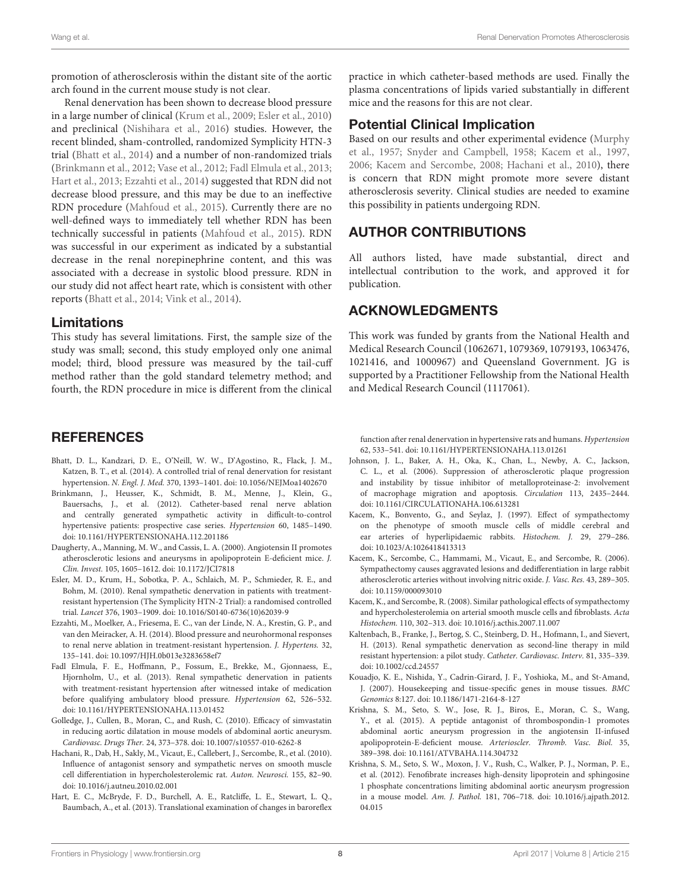promotion of atherosclerosis within the distant site of the aortic arch found in the current mouse study is not clear.

Renal denervation has been shown to decrease blood pressure in a large number of clinical (Krum et al., 2009; Esler et al., 2010) and preclinical (Nishihara et al., 2016) studies. However, the recent blinded, sham-controlled, randomized Symplicity HTN-3 trial (Bhatt et al., 2014) and a number of non-randomized trials (Brinkmann et al., 2012; Vase et al., 2012; Fadl Elmula et al., 2013; Hart et al., 2013; Ezzahti et al., 2014) suggested that RDN did not decrease blood pressure, and this may be due to an ineffective RDN procedure (Mahfoud et al., 2015). Currently there are no well-defined ways to immediately tell whether RDN has been technically successful in patients (Mahfoud et al., 2015). RDN was successful in our experiment as indicated by a substantial decrease in the renal norepinephrine content, and this was associated with a decrease in systolic blood pressure. RDN in our study did not affect heart rate, which is consistent with other reports (Bhatt et al., 2014; Vink et al., 2014).

## Limitations

This study has several limitations. First, the sample size of the study was small; second, this study employed only one animal model; third, blood pressure was measured by the tail-cuff method rather than the gold standard telemetry method; and fourth, the RDN procedure in mice is different from the clinical practice in which catheter-based methods are used. Finally the plasma concentrations of lipids varied substantially in different mice and the reasons for this are not clear.

## Potential Clinical Implication

Based on our results and other experimental evidence (Murphy et al., 1957; Snyder and Campbell, 1958; Kacem et al., 1997, 2006; Kacem and Sercombe, 2008; Hachani et al., 2010), there is concern that RDN might promote more severe distant atherosclerosis severity. Clinical studies are needed to examine this possibility in patients undergoing RDN.

# AUTHOR CONTRIBUTIONS

All authors listed, have made substantial, direct and intellectual contribution to the work, and approved it for publication.

# ACKNOWLEDGMENTS

This work was funded by grants from the National Health and Medical Research Council (1062671, 1079369, 1079193, 1063476, 1021416, and 1000967) and Queensland Government. JG is supported by a Practitioner Fellowship from the National Health and Medical Research Council (1117061).

# REFERENCES

Bhatt, D. L., Kandzari, D. E., O'Neill, W. W., D'Agostino, R., Flack, J. M., Katzen, B. T., et al. (2014). A controlled trial of renal denervation for resistant hypertension. *N. Engl. J. Med.* 370, 1393–1401. doi: 10.1056/NEJMoa1402670

Brinkmann, J., Heusser, K., Schmidt, B. M., Menne, J., Klein, G., Bauersachs, J., et al. (2012). Catheter-based renal nerve ablation and centrally generated sympathetic activity in difficult-to-control hypertensive patients: prospective case series. *Hypertension* 60, 1485–1490. doi: 10.1161/HYPERTENSIONAHA.112.201186

Daugherty, A., Manning, M. W., and Cassis, L. A. (2000). Angiotensin II promotes atherosclerotic lesions and aneurysms in apolipoprotein E-deficient mice. *J. Clin. Invest.* 105, 1605–1612. doi: 10.1172/JCI7818

Esler, M. D., Krum, H., Sobotka, P. A., Schlaich, M. P., Schmieder, R. E., and Bohm, M. (2010). Renal sympathetic denervation in patients with treatment-resistant hypertension (The Symplicity HTN-2 Trial): a randomised controlled trial. *Lancet* 376, 1903–1909. doi: 10.1016/S0140-6736(10)62039-9

Ezzahti, M., Moelker, A., Friesema, E. C., van der Linde, N. A., Krestin, G. P., and van den Meiracker, A. H. (2014). Blood pressure and neurohormonal responses to renal nerve ablation in treatment-resistant hypertension. *J. Hypertens.* 32, 135–141. doi: 10.1097/HJH.0b013e3283658ef7

Fadl Elmula, F. E., Hoffmann, P., Fossum, E., Brekke, M., Gjonnaess, E., Hjornholm, U., et al. (2013). Renal sympathetic denervation in patients with treatment-resistant hypertension after witnessed intake of medication before qualifying ambulatory blood pressure. *Hypertension* 62, 526–532. doi: 10.1161/HYPERTENSIONAHA.113.01452

Golledge, J., Cullen, B., Moran, C., and Rush, C. (2010). Efficacy of simvastatin in reducing aortic dilatation in mouse models of abdominal aortic aneurysm. *Cardiovasc. Drugs Ther.* 24, 373–378. doi: 10.1007/s10557-010-6262-8

Hachani, R., Dab, H., Sakly, M., Vicaut, E., Callebert, J., Sercombe, R., et al. (2010). Influence of antagonist sensory and sympathetic nerves on smooth muscle cell differentiation in hypercholesterolemic rat. *Auton. Neurosci.* 155, 82–90. doi: 10.1016/j.autneu.2010.02.001

Hart, E. C., McBryde, F. D., Burchell, A. E., Ratcliffe, L. E., Stewart, L. Q., Baumbach, A., et al. (2013). Translational examination of changes in baroreflex function after renal denervation in hypertensive rats and humans. *Hypertension* 62, 533–541. doi: 10.1161/HYPERTENSIONAHA.113.01261

Johnson, J. L., Baker, A. H., Oka, K., Chan, L., Newby, A. C., Jackson, C. L., et al. (2006). Suppression of atherosclerotic plaque progression and instability by tissue inhibitor of metalloproteinase-2: involvement of macrophage migration and apoptosis. *Circulation* 113, 2435–2444. doi: 10.1161/CIRCULATIONAHA.106.613281

Kacem, K., Bonvento, G., and Seylaz, J. (1997). Effect of sympathectomy on the phenotype of smooth muscle cells of middle cerebral and ear arteries of hyperlipidaemic rabbits. *Histochem. J.* 29, 279–286. doi: 10.1023/A:1026418413313

Kacem, K., Sercombe, C., Hammami, M., Vicaut, E., and Sercombe, R. (2006). Sympathectomy causes aggravated lesions and dedifferentiation in large rabbit atherosclerotic arteries without involving nitric oxide. *J. Vasc. Res.* 43, 289–305. doi: 10.1159/000093010

Kacem, K., and Sercombe, R. (2008). Similar pathological effects of sympathectomy and hypercholesterolemia on arterial smooth muscle cells and fibroblasts. *Acta Histochem.* 110, 302–313. doi: 10.1016/j.acthis.2007.11.007

Kaltenbach, B., Franke, J., Bertog, S. C., Steinberg, D. H., Hofmann, I., and Sievert, H. (2013). Renal sympathetic denervation as second-line therapy in mild resistant hypertension: a pilot study. *Catheter. Cardiovasc. Interv.* 81, 335–339. doi: 10.1002/ccd.24557

Kouadjo, K. E., Nishida, Y., Cadrin-Girard, J. F., Yoshioka, M., and St-Amand, J. (2007). Housekeeping and tissue-specific genes in mouse tissues. *BMC Genomics* 8:127. doi: 10.1186/1471-2164-8-127

Krishna, S. M., Seto, S. W., Jose, R. J., Biros, E., Moran, C. S., Wang, Y., et al. (2015). A peptide antagonist of thrombospondin-1 promotes abdominal aortic aneurysm progression in the angiotensin II-infused apolipoprotein-E-deficient mouse. *Arterioscler. Thromb. Vasc. Biol.* 35, 389–398. doi: 10.1161/ATVBAHA.114.304732

Krishna, S. M., Seto, S. W., Moxon, J. V., Rush, C., Walker, P. J., Norman, P. E., et al. (2012). Fenofibrate increases high-density lipoprotein and sphingosine 1 phosphate concentrations limiting abdominal aortic aneurysm progression in a mouse model. *Am. J. Pathol.* 181, 706–718. doi: 10.1016/j.ajpath.2012.04.015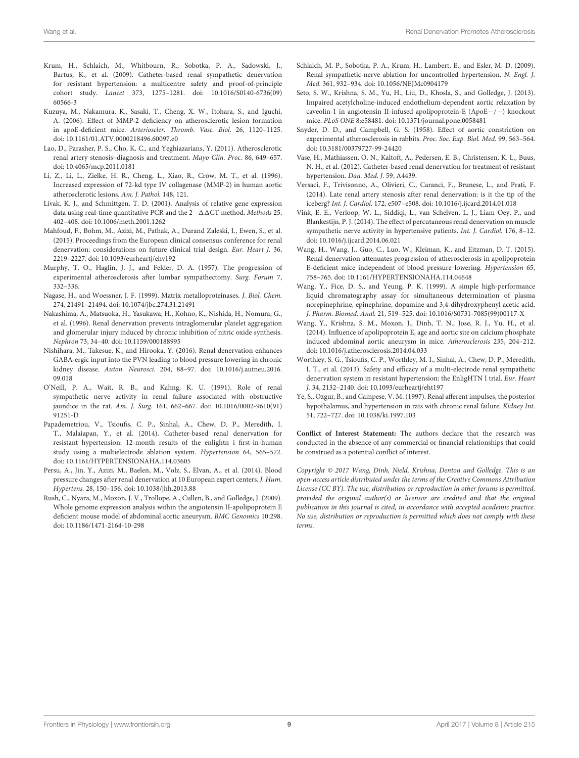Krum, H., Schlaich, M., Whitbourn, R., Sobotka, P. A., Sadowski, J., Bartus, K., et al. (2009). Catheter-based renal sympathetic denervation for resistant hypertension: a multicentre safety and proof-of-principle cohort study. *Lancet* 373, 1275–1281. doi: 10.1016/S0140-6736(09)60566-3

Kuzuya, M., Nakamura, K., Sasaki, T., Cheng, X. W., Itohara, S., and Iguchi, A. (2006). Effect of MMP-2 deficiency on atherosclerotic lesion formation in apoE-deficient mice. *Arterioscler. Thromb. Vasc. Biol.* 26, 1120–1125. doi: 10.1161/01.ATV.0000218496.60097.e0

Lao, D., Parasher, P. S., Cho, K. C., and Yeghiazarians, Y. (2011). Atherosclerotic renal artery stenosis–diagnosis and treatment. *Mayo Clin. Proc.* 86, 649–657. doi: 10.4065/mcp.2011.0181

Li, Z., Li, L., Zielke, H. R., Cheng, L., Xiao, R., Crow, M. T., et al. (1996). Increased expression of 72-kd type IV collagenase (MMP-2) in human aortic atherosclerotic lesions. *Am. J. Pathol.* 148, 121.

Livak, K. J., and Schmittgen, T. D. (2001). Analysis of relative gene expression data using real-time quantitative PCR and the 2−ΔΔCT method. *Methods* 25, 402–408. doi: 10.1006/meth.2001.1262

Mahfoud, F., Bohm, M., Azizi, M., Pathak, A., Durand Zaleski, I., Ewen, S., et al. (2015). Proceedings from the European clinical consensus conference for renal denervation: considerations on future clinical trial design. *Eur. Heart J.* 36, 2219–2227. doi: 10.1093/eurheartj/ehv192

Murphy, T. O., Haglin, J. J., and Felder, D. A. (1957). The progression of experimental atherosclerosis after lumbar sympathectomy. *Surg. Forum* 7, 332–336.

Nagase, H., and Woessner, J. F. (1999). Matrix metalloproteinases. *J. Biol. Chem.* 274, 21491–21494. doi: 10.1074/jbc.274.31.21491

Nakashima, A., Matsuoka, H., Yasukawa, H., Kohno, K., Nishida, H., Nomura, G., et al. (1996). Renal denervation prevents intraglomerular platelet aggregation and glomerular injury induced by chronic inhibition of nitric oxide synthesis. *Nephron* 73, 34–40. doi: 10.1159/000188995

Nishihara, M., Takesue, K., and Hirooka, Y. (2016). Renal denervation enhances GABA-ergic input into the PVN leading to blood pressure lowering in chronic kidney disease. *Auton. Neurosci.* 204, 88–97. doi: 10.1016/j.autneu.2016.09.018

O'Neill, P. A., Wait, R. B., and Kahng, K. U. (1991). Role of renal sympathetic nerve activity in renal failure associated with obstructive jaundice in the rat. *Am. J. Surg.* 161, 662–667. doi: 10.1016/0002-9610(91)91251-D

Papademetriou, V., Tsioufis, C. P., Sinhal, A., Chew, D. P., Meredith, I. T., Malaiapan, Y., et al. (2014). Catheter-based renal denervation for resistant hypertension: 12-month results of the enlightn i first-in-human study using a multielectrode ablation system. *Hypertension* 64, 565–572. doi: 10.1161/HYPERTENSIONAHA.114.03605

Persu, A., Jin, Y., Azizi, M., Baelen, M., Volz, S., Elvan, A., et al. (2014). Blood pressure changes after renal denervation at 10 European expert centers. *J. Hum. Hypertens.* 28, 150–156. doi: 10.1038/jhh.2013.88

Rush, C., Nyara, M., Moxon, J. V., Trollope, A., Cullen, B., and Golledge, J. (2009). Whole genome expression analysis within the angiotensin II-apolipoprotein E deficient mouse model of abdominal aortic aneurysm. *BMC Genomics* 10:298. doi: 10.1186/1471-2164-10-298

Schlaich, M. P., Sobotka, P. A., Krum, H., Lambert, E., and Esler, M. D. (2009). Renal sympathetic-nerve ablation for uncontrolled hypertension. *N. Engl. J. Med.* 361, 932–934. doi: 10.1056/NEJMc0904179

Seto, S. W., Krishna, S. M., Yu, H., Liu, D., Khosla, S., and Golledge, J. (2013). Impaired acetylcholine-induced endothelium-dependent aortic relaxation by caveolin-1 in angiotensin II-infused apolipoprotein-E (ApoE−/−) knockout mice. *PLoS ONE* 8:e58481. doi: 10.1371/journal.pone.0058481

Snyder, D. D., and Campbell, G. S. (1958). Effect of aortic constriction on experimental atherosclerosis in rabbits. *Proc. Soc. Exp. Biol. Med.* 99, 563–564. doi: 10.3181/00379727-99-24420

Vase, H., Mathiassen, O. N., Kaltoft, A., Pedersen, E. B., Christensen, K. L., Buus, N. H., et al. (2012). Catheter-based renal denervation for treatment of resistant hypertension. *Dan. Med. J.* 59, A4439.

Versaci, F., Trivisonno, A., Olivieri, C., Caranci, F., Brunese, L., and Prati, F. (2014). Late renal artery stenosis after renal denervation: is it the tip of the iceberg? *Int. J. Cardiol.* 172, e507–e508. doi: 10.1016/j.ijcard.2014.01.018

Vink, E. E., Verloop, W. L., Siddiqi, L., van Schelven, L. J., Liam Oey, P., and Blankestijn, P. J. (2014). The effect of percutaneous renal denervation on muscle sympathetic nerve activity in hypertensive patients. *Int. J. Cardiol.* 176, 8–12. doi: 10.1016/j.ijcard.2014.06.021

Wang, H., Wang, J., Guo, C., Luo, W., Kleiman, K., and Eitzman, D. T. (2015). Renal denervation attenuates progression of atherosclerosis in apolipoprotein E-deficient mice independent of blood pressure lowering. *Hypertension* 65, 758–765. doi: 10.1161/HYPERTENSIONAHA.114.04648

Wang, Y., Fice, D. S., and Yeung, P. K. (1999). A simple high-performance liquid chromatography assay for simultaneous determination of plasma norepinephrine, epinephrine, dopamine and 3,4-dihydroxyphenyl acetic acid. *J. Pharm. Biomed. Anal.* 21, 519–525. doi: 10.1016/S0731-7085(99)00117-X

Wang, Y., Krishna, S. M., Moxon, J., Dinh, T. N., Jose, R. J., Yu, H., et al. (2014). Influence of apolipoprotein E, age and aortic site on calcium phosphate induced abdominal aortic aneurysm in mice. *Atherosclerosis* 235, 204–212. doi: 10.1016/j.atherosclerosis.2014.04.033

Worthley, S. G., Tsioufis, C. P., Worthley, M. I., Sinhal, A., Chew, D. P., Meredith, I. T., et al. (2013). Safety and efficacy of a multi-electrode renal sympathetic denervation system in resistant hypertension: the EnligHTN I trial. *Eur. Heart J.* 34, 2132–2140. doi: 10.1093/eurheartj/eht197

Ye, S., Ozgur, B., and Campese, V. M. (1997). Renal afferent impulses, the posterior hypothalamus, and hypertension in rats with chronic renal failure. *Kidney Int.* 51, 722–727. doi: 10.1038/ki.1997.103

**Conflict of Interest Statement:** The authors declare that the research was conducted in the absence of any commercial or financial relationships that could be construed as a potential conflict of interest.

*Copyright © 2017 Wang, Dinh, Nield, Krishna, Denton and Golledge. This is an open-access article distributed under the terms of the Creative Commons Attribution License (CC BY). The use, distribution or reproduction in other forums is permitted, provided the original author(s) or licensor are credited and that the original publication in this journal is cited, in accordance with accepted academic practice. No use, distribution or reproduction is permitted which does not comply with these terms.*